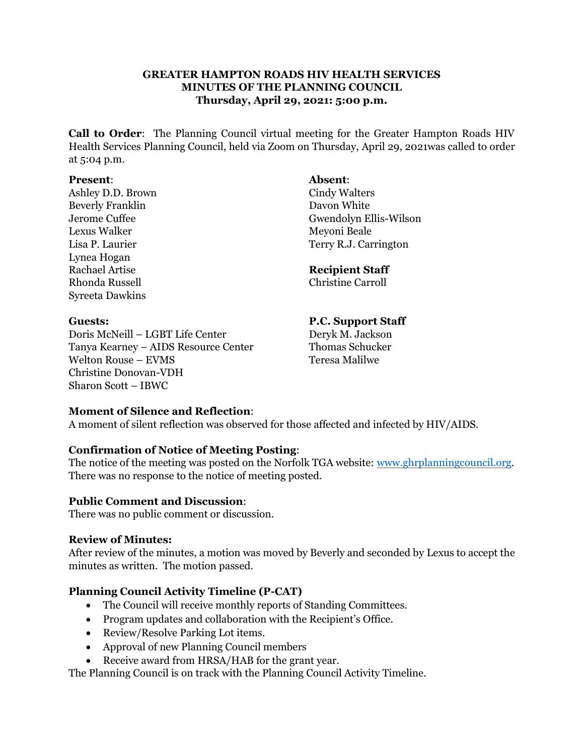**GREATER HAMPTON ROADS HIV HEALTH SERVICES**
**MINUTES OF THE PLANNING COUNCIL**
**Thursday, April 29, 2021: 5:00 p.m.**

**Call to Order**: The Planning Council virtual meeting for the Greater Hampton Roads HIV Health Services Planning Council, held via Zoom on Thursday, April 29, 2021was called to order at 5:04 p.m.

**Present**:
Ashley D.D. Brown
Beverly Franklin
Jerome Cuffee
Lexus Walker
Lisa P. Laurier
Lynea Hogan
Rachael Artise
Rhonda Russell
Syreeta Dawkins

**Absent**:
Cindy Walters
Davon White
Gwendolyn Ellis-Wilson
Meyoni Beale
Terry R.J. Carrington

**Recipient Staff**
Christine Carroll

**Guests:**
Doris McNeill – LGBT Life Center
Tanya Kearney – AIDS Resource Center
Welton Rouse – EVMS
Christine Donovan-VDH
Sharon Scott – IBWC

**P.C. Support Staff**
Deryk M. Jackson
Thomas Schucker
Teresa Malilwe

**Moment of Silence and Reflection**:
A moment of silent reflection was observed for those affected and infected by HIV/AIDS.

**Confirmation of Notice of Meeting Posting**:
The notice of the meeting was posted on the Norfolk TGA website: www.ghrplanningcouncil.org. There was no response to the notice of meeting posted.

**Public Comment and Discussion**:
There was no public comment or discussion.

**Review of Minutes:**
After review of the minutes, a motion was moved by Beverly and seconded by Lexus to accept the minutes as written. The motion passed.

**Planning Council Activity Timeline (P-CAT)**

- The Council will receive monthly reports of Standing Committees.
- Program updates and collaboration with the Recipient's Office.
- Review/Resolve Parking Lot items.
- Approval of new Planning Council members
- Receive award from HRSA/HAB for the grant year.

The Planning Council is on track with the Planning Council Activity Timeline.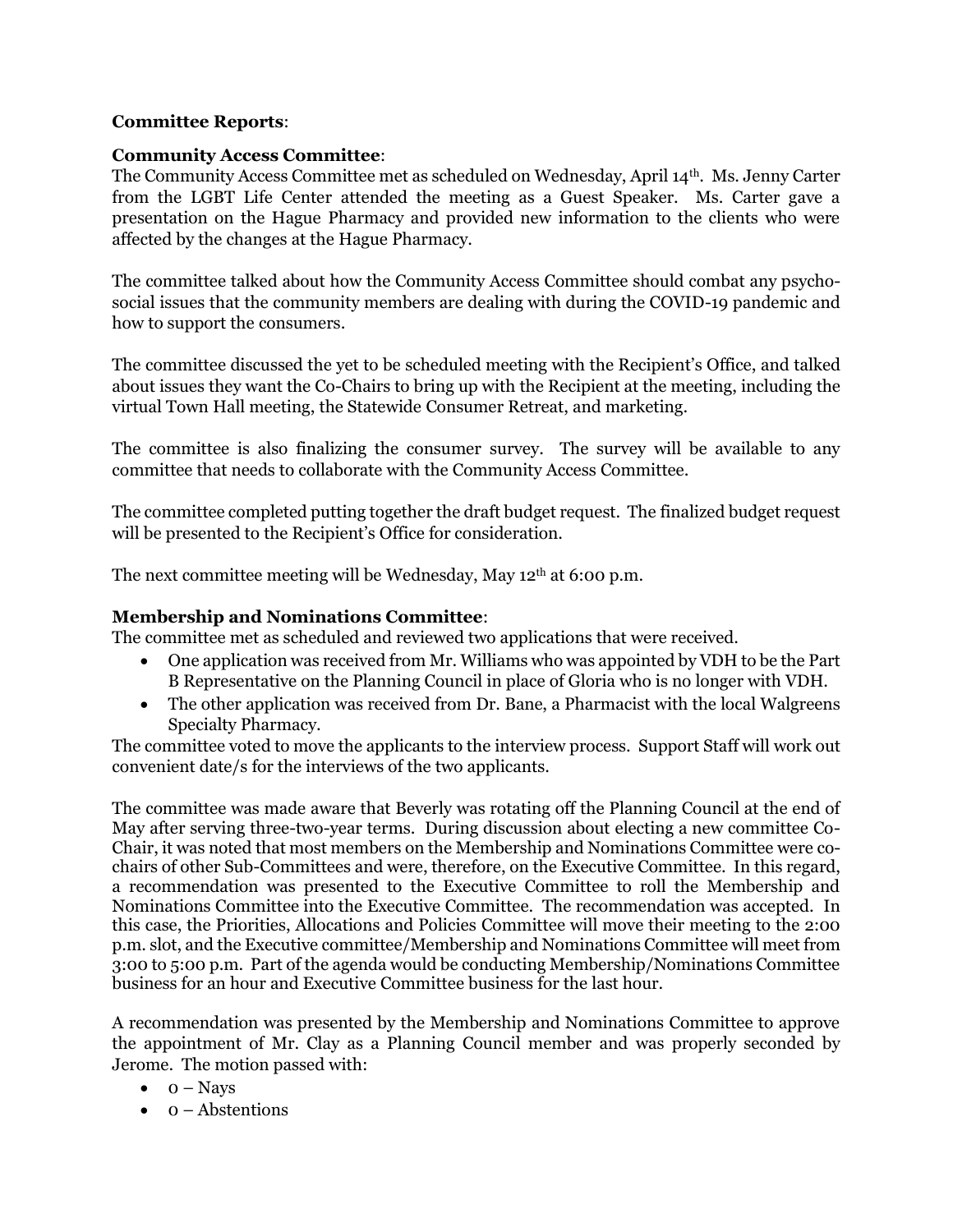**Committee Reports**:

**Community Access Committee**:

The Community Access Committee met as scheduled on Wednesday, April 14th. Ms. Jenny Carter from the LGBT Life Center attended the meeting as a Guest Speaker. Ms. Carter gave a presentation on the Hague Pharmacy and provided new information to the clients who were affected by the changes at the Hague Pharmacy.

The committee talked about how the Community Access Committee should combat any psycho-social issues that the community members are dealing with during the COVID-19 pandemic and how to support the consumers.

The committee discussed the yet to be scheduled meeting with the Recipient's Office, and talked about issues they want the Co-Chairs to bring up with the Recipient at the meeting, including the virtual Town Hall meeting, the Statewide Consumer Retreat, and marketing.

The committee is also finalizing the consumer survey. The survey will be available to any committee that needs to collaborate with the Community Access Committee.

The committee completed putting together the draft budget request. The finalized budget request will be presented to the Recipient's Office for consideration.

The next committee meeting will be Wednesday, May 12th at 6:00 p.m.

**Membership and Nominations Committee**:

The committee met as scheduled and reviewed two applications that were received.

- One application was received from Mr. Williams who was appointed by VDH to be the Part B Representative on the Planning Council in place of Gloria who is no longer with VDH.
- The other application was received from Dr. Bane, a Pharmacist with the local Walgreens Specialty Pharmacy.

The committee voted to move the applicants to the interview process. Support Staff will work out convenient date/s for the interviews of the two applicants.

The committee was made aware that Beverly was rotating off the Planning Council at the end of May after serving three-two-year terms. During discussion about electing a new committee Co-Chair, it was noted that most members on the Membership and Nominations Committee were co-chairs of other Sub-Committees and were, therefore, on the Executive Committee. In this regard, a recommendation was presented to the Executive Committee to roll the Membership and Nominations Committee into the Executive Committee. The recommendation was accepted. In this case, the Priorities, Allocations and Policies Committee will move their meeting to the 2:00 p.m. slot, and the Executive committee/Membership and Nominations Committee will meet from 3:00 to 5:00 p.m. Part of the agenda would be conducting Membership/Nominations Committee business for an hour and Executive Committee business for the last hour.

A recommendation was presented by the Membership and Nominations Committee to approve the appointment of Mr. Clay as a Planning Council member and was properly seconded by Jerome. The motion passed with:

- 0 – Nays
- 0 – Abstentions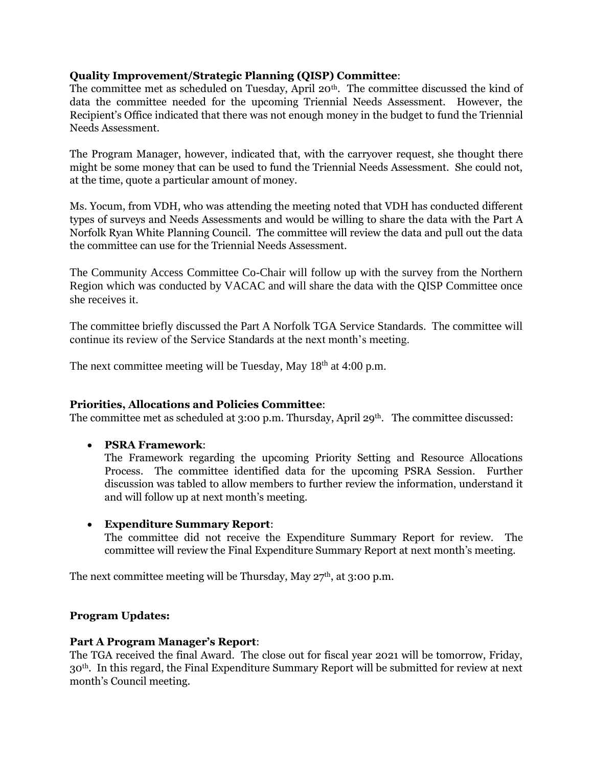**Quality Improvement/Strategic Planning (QISP) Committee**:
The committee met as scheduled on Tuesday, April 20th. The committee discussed the kind of data the committee needed for the upcoming Triennial Needs Assessment. However, the Recipient's Office indicated that there was not enough money in the budget to fund the Triennial Needs Assessment.

The Program Manager, however, indicated that, with the carryover request, she thought there might be some money that can be used to fund the Triennial Needs Assessment. She could not, at the time, quote a particular amount of money.

Ms. Yocum, from VDH, who was attending the meeting noted that VDH has conducted different types of surveys and Needs Assessments and would be willing to share the data with the Part A Norfolk Ryan White Planning Council. The committee will review the data and pull out the data the committee can use for the Triennial Needs Assessment.

The Community Access Committee Co-Chair will follow up with the survey from the Northern Region which was conducted by VACAC and will share the data with the QISP Committee once she receives it.

The committee briefly discussed the Part A Norfolk TGA Service Standards. The committee will continue its review of the Service Standards at the next month's meeting.

The next committee meeting will be Tuesday, May 18th at 4:00 p.m.

**Priorities, Allocations and Policies Committee**:
The committee met as scheduled at 3:00 p.m. Thursday, April 29th. The committee discussed:

- **PSRA Framework**:
  The Framework regarding the upcoming Priority Setting and Resource Allocations Process. The committee identified data for the upcoming PSRA Session. Further discussion was tabled to allow members to further review the information, understand it and will follow up at next month's meeting.

- **Expenditure Summary Report**:
  The committee did not receive the Expenditure Summary Report for review. The committee will review the Final Expenditure Summary Report at next month's meeting.

The next committee meeting will be Thursday, May 27th, at 3:00 p.m.

**Program Updates:**

**Part A Program Manager's Report**:
The TGA received the final Award. The close out for fiscal year 2021 will be tomorrow, Friday, 30th. In this regard, the Final Expenditure Summary Report will be submitted for review at next month's Council meeting.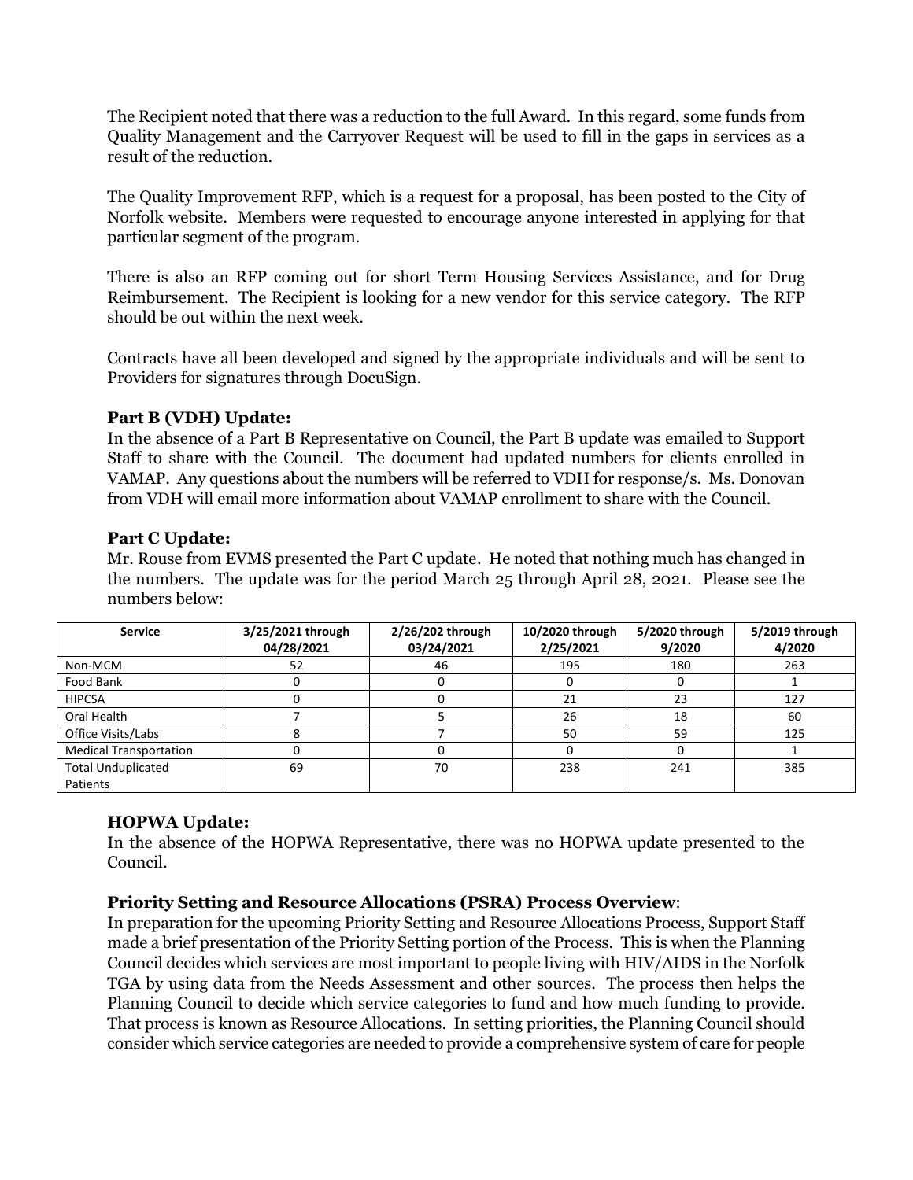The Recipient noted that there was a reduction to the full Award. In this regard, some funds from Quality Management and the Carryover Request will be used to fill in the gaps in services as a result of the reduction.

The Quality Improvement RFP, which is a request for a proposal, has been posted to the City of Norfolk website. Members were requested to encourage anyone interested in applying for that particular segment of the program.

There is also an RFP coming out for short Term Housing Services Assistance, and for Drug Reimbursement. The Recipient is looking for a new vendor for this service category. The RFP should be out within the next week.

Contracts have all been developed and signed by the appropriate individuals and will be sent to Providers for signatures through DocuSign.

**Part B (VDH) Update:**
In the absence of a Part B Representative on Council, the Part B update was emailed to Support Staff to share with the Council. The document had updated numbers for clients enrolled in VAMAP. Any questions about the numbers will be referred to VDH for response/s. Ms. Donovan from VDH will email more information about VAMAP enrollment to share with the Council.

**Part C Update:**
Mr. Rouse from EVMS presented the Part C update. He noted that nothing much has changed in the numbers. The update was for the period March 25 through April 28, 2021. Please see the numbers below:

| Service | 3/25/2021 through 04/28/2021 | 2/26/202 through 03/24/2021 | 10/2020 through 2/25/2021 | 5/2020 through 9/2020 | 5/2019 through 4/2020 |
|---|---|---|---|---|---|
| Non-MCM | 52 | 46 | 195 | 180 | 263 |
| Food Bank | 0 | 0 | 0 | 0 | 1 |
| HIPCSA | 0 | 0 | 21 | 23 | 127 |
| Oral Health | 7 | 5 | 26 | 18 | 60 |
| Office Visits/Labs | 8 | 7 | 50 | 59 | 125 |
| Medical Transportation | 0 | 0 | 0 | 0 | 1 |
| Total Unduplicated Patients | 69 | 70 | 238 | 241 | 385 |

**HOPWA Update:**
In the absence of the HOPWA Representative, there was no HOPWA update presented to the Council.

**Priority Setting and Resource Allocations (PSRA) Process Overview**:
In preparation for the upcoming Priority Setting and Resource Allocations Process, Support Staff made a brief presentation of the Priority Setting portion of the Process. This is when the Planning Council decides which services are most important to people living with HIV/AIDS in the Norfolk TGA by using data from the Needs Assessment and other sources. The process then helps the Planning Council to decide which service categories to fund and how much funding to provide. That process is known as Resource Allocations. In setting priorities, the Planning Council should consider which service categories are needed to provide a comprehensive system of care for people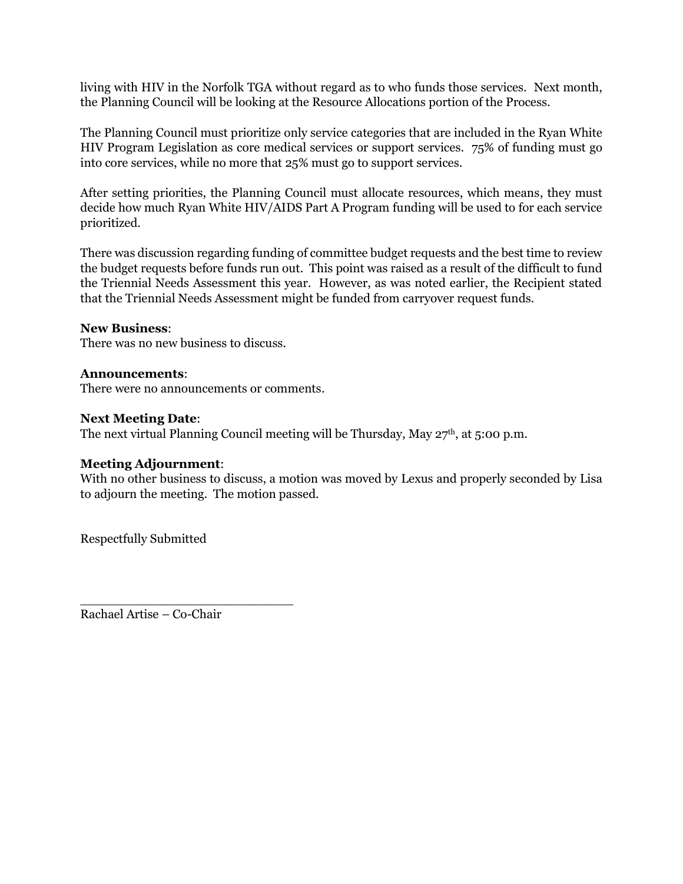living with HIV in the Norfolk TGA without regard as to who funds those services. Next month, the Planning Council will be looking at the Resource Allocations portion of the Process.

The Planning Council must prioritize only service categories that are included in the Ryan White HIV Program Legislation as core medical services or support services. 75% of funding must go into core services, while no more that 25% must go to support services.

After setting priorities, the Planning Council must allocate resources, which means, they must decide how much Ryan White HIV/AIDS Part A Program funding will be used to for each service prioritized.

There was discussion regarding funding of committee budget requests and the best time to review the budget requests before funds run out. This point was raised as a result of the difficult to fund the Triennial Needs Assessment this year. However, as was noted earlier, the Recipient stated that the Triennial Needs Assessment might be funded from carryover request funds.

**New Business**:
There was no new business to discuss.

**Announcements**:
There were no announcements or comments.

**Next Meeting Date**:
The next virtual Planning Council meeting will be Thursday, May 27th, at 5:00 p.m.

**Meeting Adjournment**:
With no other business to discuss, a motion was moved by Lexus and properly seconded by Lisa to adjourn the meeting. The motion passed.

Respectfully Submitted

\_\_\_\_\_\_\_\_\_\_\_\_\_\_\_\_\_\_\_\_\_\_\_\_\_\_\_\_
Rachael Artise – Co-Chair